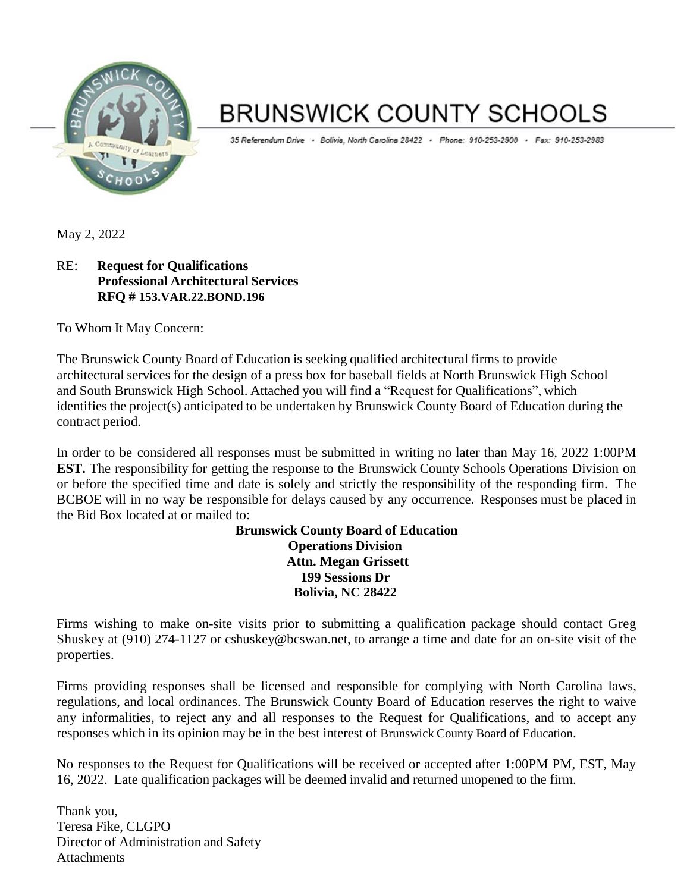# BRUNSWICK COUNTY SCHOOLS

35 Referendum Drive · Bolivia, North Carolina 28422 · Phone: 910-253-2900 · Fax: 910-253-2983

May 2, 2022

RE: **Request for Qualifications**
**Professional Architectural Services**
**RFQ # 153.VAR.22.BOND.196**

To Whom It May Concern:

The Brunswick County Board of Education is seeking qualified architectural firms to provide architectural services for the design of a press box for baseball fields at North Brunswick High School and South Brunswick High School. Attached you will find a "Request for Qualifications", which identifies the project(s) anticipated to be undertaken by Brunswick County Board of Education during the contract period.

In order to be considered all responses must be submitted in writing no later than May 16, 2022 1:00PM **EST.** The responsibility for getting the response to the Brunswick County Schools Operations Division on or before the specified time and date is solely and strictly the responsibility of the responding firm. The BCBOE will in no way be responsible for delays caused by any occurrence. Responses must be placed in the Bid Box located at or mailed to:

**Brunswick County Board of Education**
**Operations Division**
**Attn. Megan Grissett**
**199 Sessions Dr**
**Bolivia, NC 28422**

Firms wishing to make on-site visits prior to submitting a qualification package should contact Greg Shuskey at (910) 274-1127 or cshuskey@bcswan.net, to arrange a time and date for an on-site visit of the properties.

Firms providing responses shall be licensed and responsible for complying with North Carolina laws, regulations, and local ordinances. The Brunswick County Board of Education reserves the right to waive any informalities, to reject any and all responses to the Request for Qualifications, and to accept any responses which in its opinion may be in the best interest of Brunswick County Board of Education.

No responses to the Request for Qualifications will be received or accepted after 1:00PM PM, EST, May 16, 2022. Late qualification packages will be deemed invalid and returned unopened to the firm.

Thank you,
Teresa Fike, CLGPO
Director of Administration and Safety
Attachments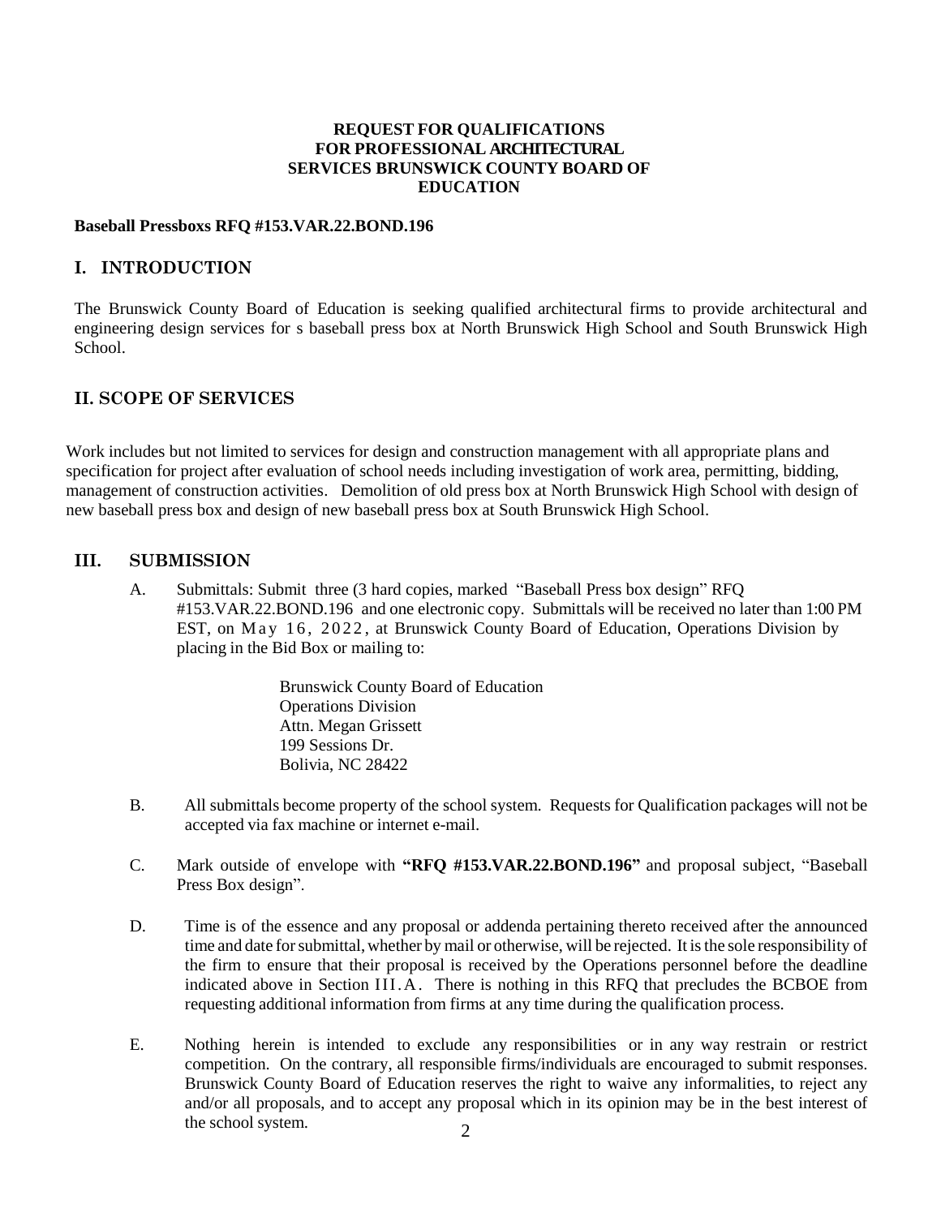**REQUEST FOR QUALIFICATIONS**
**FOR PROFESSIONAL ARCHITECTURAL SERVICES BRUNSWICK COUNTY BOARD OF EDUCATION**

**Baseball Pressboxs RFQ #153.VAR.22.BOND.196**

## I. INTRODUCTION

The Brunswick County Board of Education is seeking qualified architectural firms to provide architectural and engineering design services for s baseball press box at North Brunswick High School and South Brunswick High School.

## II. SCOPE OF SERVICES

Work includes but not limited to services for design and construction management with all appropriate plans and specification for project after evaluation of school needs including investigation of work area, permitting, bidding, management of construction activities. Demolition of old press box at North Brunswick High School with design of new baseball press box and design of new baseball press box at South Brunswick High School.

## III. SUBMISSION

A. Submittals: Submit three (3 hard copies, marked "Baseball Press box design" RFQ #153.VAR.22.BOND.196 and one electronic copy. Submittals will be received no later than 1:00 PM EST, on May 16, 2022, at Brunswick County Board of Education, Operations Division by placing in the Bid Box or mailing to:

Brunswick County Board of Education
Operations Division
Attn. Megan Grissett
199 Sessions Dr.
Bolivia, NC 28422

B. All submittals become property of the school system. Requests for Qualification packages will not be accepted via fax machine or internet e-mail.

C. Mark outside of envelope with **"RFQ #153.VAR.22.BOND.196"** and proposal subject, "Baseball Press Box design".

D. Time is of the essence and any proposal or addenda pertaining thereto received after the announced time and date for submittal, whether by mail or otherwise, will be rejected. It is the sole responsibility of the firm to ensure that their proposal is received by the Operations personnel before the deadline indicated above in Section III.A. There is nothing in this RFQ that precludes the BCBOE from requesting additional information from firms at any time during the qualification process.

E. Nothing herein is intended to exclude any responsibilities or in any way restrain or restrict competition. On the contrary, all responsible firms/individuals are encouraged to submit responses. Brunswick County Board of Education reserves the right to waive any informalities, to reject any and/or all proposals, and to accept any proposal which in its opinion may be in the best interest of the school system.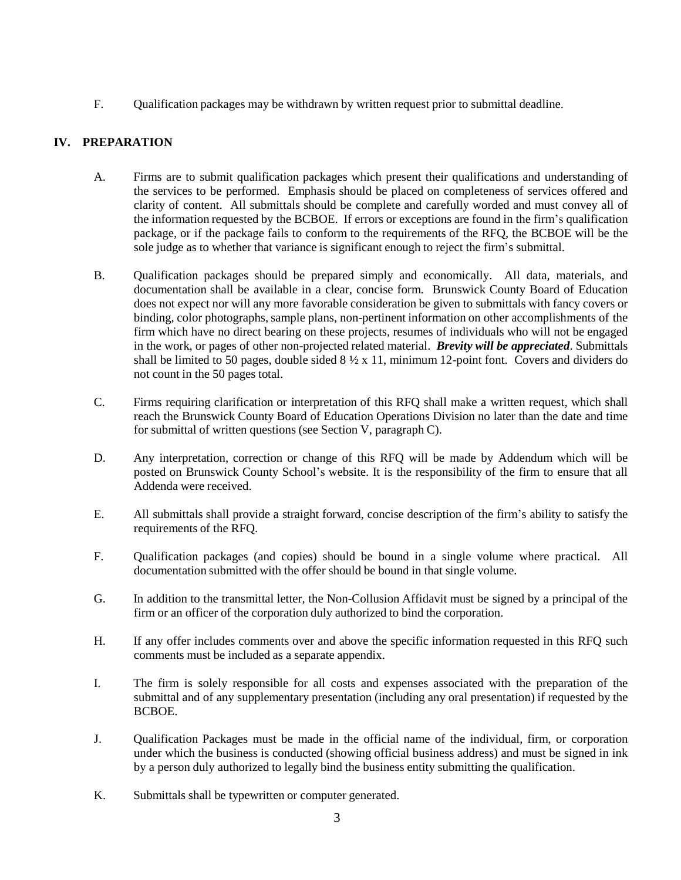F. Qualification packages may be withdrawn by written request prior to submittal deadline.

## IV. PREPARATION

A. Firms are to submit qualification packages which present their qualifications and understanding of the services to be performed. Emphasis should be placed on completeness of services offered and clarity of content. All submittals should be complete and carefully worded and must convey all of the information requested by the BCBOE. If errors or exceptions are found in the firm's qualification package, or if the package fails to conform to the requirements of the RFQ, the BCBOE will be the sole judge as to whether that variance is significant enough to reject the firm's submittal.

B. Qualification packages should be prepared simply and economically. All data, materials, and documentation shall be available in a clear, concise form. Brunswick County Board of Education does not expect nor will any more favorable consideration be given to submittals with fancy covers or binding, color photographs, sample plans, non-pertinent information on other accomplishments of the firm which have no direct bearing on these projects, resumes of individuals who will not be engaged in the work, or pages of other non-projected related material. ***Brevity will be appreciated***. Submittals shall be limited to 50 pages, double sided 8 ½ x 11, minimum 12-point font. Covers and dividers do not count in the 50 pages total.

C. Firms requiring clarification or interpretation of this RFQ shall make a written request, which shall reach the Brunswick County Board of Education Operations Division no later than the date and time for submittal of written questions (see Section V, paragraph C).

D. Any interpretation, correction or change of this RFQ will be made by Addendum which will be posted on Brunswick County School's website. It is the responsibility of the firm to ensure that all Addenda were received.

E. All submittals shall provide a straight forward, concise description of the firm's ability to satisfy the requirements of the RFQ.

F. Qualification packages (and copies) should be bound in a single volume where practical. All documentation submitted with the offer should be bound in that single volume.

G. In addition to the transmittal letter, the Non-Collusion Affidavit must be signed by a principal of the firm or an officer of the corporation duly authorized to bind the corporation.

H. If any offer includes comments over and above the specific information requested in this RFQ such comments must be included as a separate appendix.

I. The firm is solely responsible for all costs and expenses associated with the preparation of the submittal and of any supplementary presentation (including any oral presentation) if requested by the BCBOE.

J. Qualification Packages must be made in the official name of the individual, firm, or corporation under which the business is conducted (showing official business address) and must be signed in ink by a person duly authorized to legally bind the business entity submitting the qualification.

K. Submittals shall be typewritten or computer generated.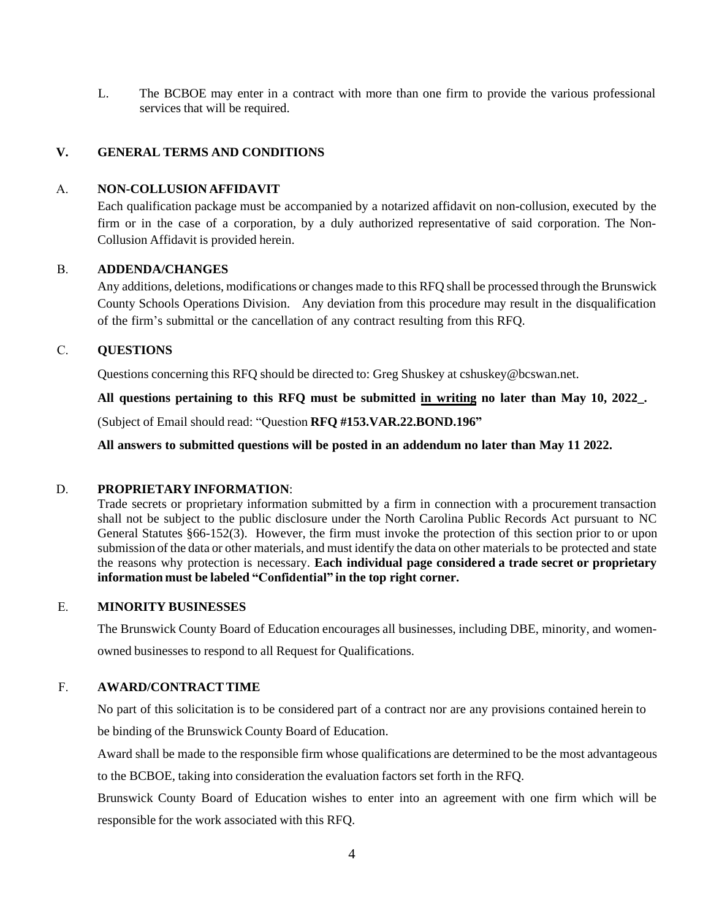L. The BCBOE may enter in a contract with more than one firm to provide the various professional services that will be required.

## V. GENERAL TERMS AND CONDITIONS

### A. NON-COLLUSION AFFIDAVIT

Each qualification package must be accompanied by a notarized affidavit on non-collusion, executed by the firm or in the case of a corporation, by a duly authorized representative of said corporation. The Non-Collusion Affidavit is provided herein.

### B. ADDENDA/CHANGES

Any additions, deletions, modifications or changes made to this RFQ shall be processed through the Brunswick County Schools Operations Division. Any deviation from this procedure may result in the disqualification of the firm's submittal or the cancellation of any contract resulting from this RFQ.

### C. QUESTIONS

Questions concerning this RFQ should be directed to: Greg Shuskey at cshuskey@bcswan.net.

**All questions pertaining to this RFQ must be submitted <u>in writing</u> no later than May 10, 2022_.**

(Subject of Email should read: "Question **RFQ #153.VAR.22.BOND.196"**

**All answers to submitted questions will be posted in an addendum no later than May 11 2022.**

### D. PROPRIETARY INFORMATION:

Trade secrets or proprietary information submitted by a firm in connection with a procurement transaction shall not be subject to the public disclosure under the North Carolina Public Records Act pursuant to NC General Statutes §66-152(3). However, the firm must invoke the protection of this section prior to or upon submission of the data or other materials, and must identify the data on other materials to be protected and state the reasons why protection is necessary. **Each individual page considered a trade secret or proprietary information must be labeled "Confidential" in the top right corner.**

### E. MINORITY BUSINESSES

The Brunswick County Board of Education encourages all businesses, including DBE, minority, and women-owned businesses to respond to all Request for Qualifications.

### F. AWARD/CONTRACT TIME

No part of this solicitation is to be considered part of a contract nor are any provisions contained herein to be binding of the Brunswick County Board of Education.

Award shall be made to the responsible firm whose qualifications are determined to be the most advantageous to the BCBOE, taking into consideration the evaluation factors set forth in the RFQ.

Brunswick County Board of Education wishes to enter into an agreement with one firm which will be responsible for the work associated with this RFQ.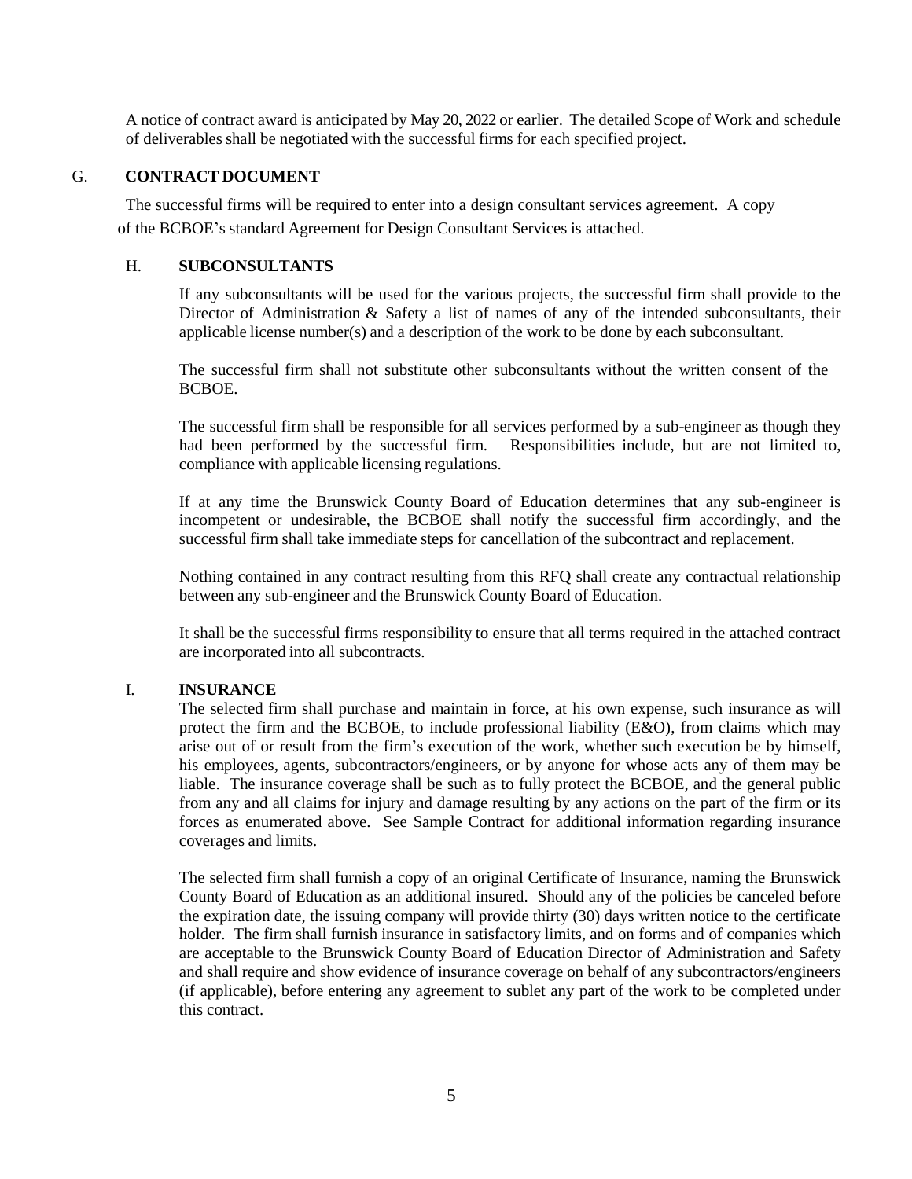A notice of contract award is anticipated by May 20, 2022 or earlier. The detailed Scope of Work and schedule of deliverables shall be negotiated with the successful firms for each specified project.

## G. CONTRACT DOCUMENT

The successful firms will be required to enter into a design consultant services agreement. A copy of the BCBOE's standard Agreement for Design Consultant Services is attached.

## H. SUBCONSULTANTS

If any subconsultants will be used for the various projects, the successful firm shall provide to the Director of Administration & Safety a list of names of any of the intended subconsultants, their applicable license number(s) and a description of the work to be done by each subconsultant.

The successful firm shall not substitute other subconsultants without the written consent of the BCBOE.

The successful firm shall be responsible for all services performed by a sub-engineer as though they had been performed by the successful firm. Responsibilities include, but are not limited to, compliance with applicable licensing regulations.

If at any time the Brunswick County Board of Education determines that any sub-engineer is incompetent or undesirable, the BCBOE shall notify the successful firm accordingly, and the successful firm shall take immediate steps for cancellation of the subcontract and replacement.

Nothing contained in any contract resulting from this RFQ shall create any contractual relationship between any sub-engineer and the Brunswick County Board of Education.

It shall be the successful firms responsibility to ensure that all terms required in the attached contract are incorporated into all subcontracts.

## I. INSURANCE

The selected firm shall purchase and maintain in force, at his own expense, such insurance as will protect the firm and the BCBOE, to include professional liability (E&O), from claims which may arise out of or result from the firm's execution of the work, whether such execution be by himself, his employees, agents, subcontractors/engineers, or by anyone for whose acts any of them may be liable. The insurance coverage shall be such as to fully protect the BCBOE, and the general public from any and all claims for injury and damage resulting by any actions on the part of the firm or its forces as enumerated above. See Sample Contract for additional information regarding insurance coverages and limits.

The selected firm shall furnish a copy of an original Certificate of Insurance, naming the Brunswick County Board of Education as an additional insured. Should any of the policies be canceled before the expiration date, the issuing company will provide thirty (30) days written notice to the certificate holder. The firm shall furnish insurance in satisfactory limits, and on forms and of companies which are acceptable to the Brunswick County Board of Education Director of Administration and Safety and shall require and show evidence of insurance coverage on behalf of any subcontractors/engineers (if applicable), before entering any agreement to sublet any part of the work to be completed under this contract.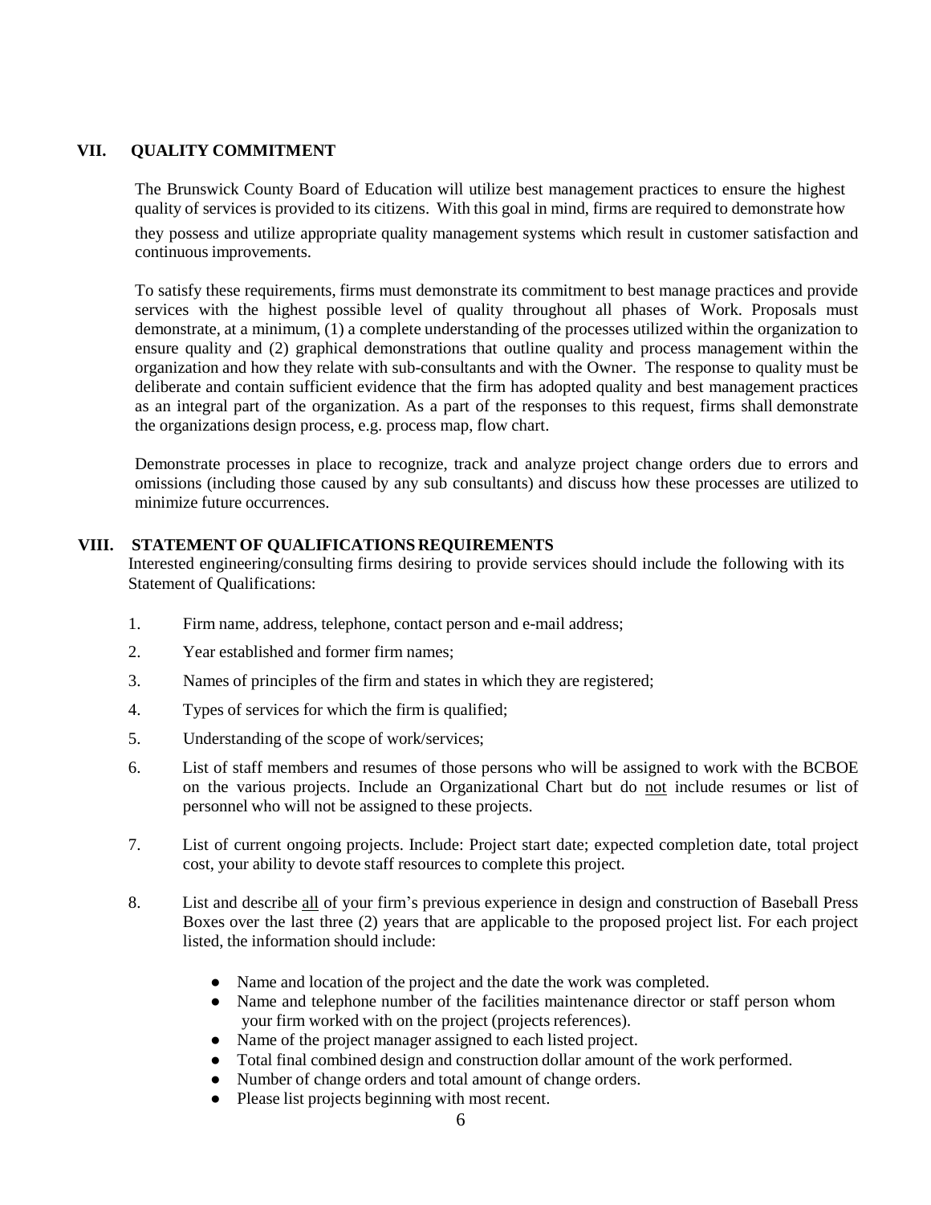## VII. QUALITY COMMITMENT

The Brunswick County Board of Education will utilize best management practices to ensure the highest quality of services is provided to its citizens. With this goal in mind, firms are required to demonstrate how they possess and utilize appropriate quality management systems which result in customer satisfaction and continuous improvements.

To satisfy these requirements, firms must demonstrate its commitment to best manage practices and provide services with the highest possible level of quality throughout all phases of Work. Proposals must demonstrate, at a minimum, (1) a complete understanding of the processes utilized within the organization to ensure quality and (2) graphical demonstrations that outline quality and process management within the organization and how they relate with sub-consultants and with the Owner. The response to quality must be deliberate and contain sufficient evidence that the firm has adopted quality and best management practices as an integral part of the organization. As a part of the responses to this request, firms shall demonstrate the organizations design process, e.g. process map, flow chart.

Demonstrate processes in place to recognize, track and analyze project change orders due to errors and omissions (including those caused by any sub consultants) and discuss how these processes are utilized to minimize future occurrences.

## VIII. STATEMENT OF QUALIFICATIONS REQUIREMENTS

Interested engineering/consulting firms desiring to provide services should include the following with its Statement of Qualifications:

1. Firm name, address, telephone, contact person and e-mail address;
2. Year established and former firm names;
3. Names of principles of the firm and states in which they are registered;
4. Types of services for which the firm is qualified;
5. Understanding of the scope of work/services;
6. List of staff members and resumes of those persons who will be assigned to work with the BCBOE on the various projects. Include an Organizational Chart but do <u>not</u> include resumes or list of personnel who will not be assigned to these projects.
7. List of current ongoing projects. Include: Project start date; expected completion date, total project cost, your ability to devote staff resources to complete this project.
8. List and describe <u>all</u> of your firm's previous experience in design and construction of Baseball Press Boxes over the last three (2) years that are applicable to the proposed project list. For each project listed, the information should include:
   - Name and location of the project and the date the work was completed.
   - Name and telephone number of the facilities maintenance director or staff person whom your firm worked with on the project (projects references).
   - Name of the project manager assigned to each listed project.
   - Total final combined design and construction dollar amount of the work performed.
   - Number of change orders and total amount of change orders.
   - Please list projects beginning with most recent.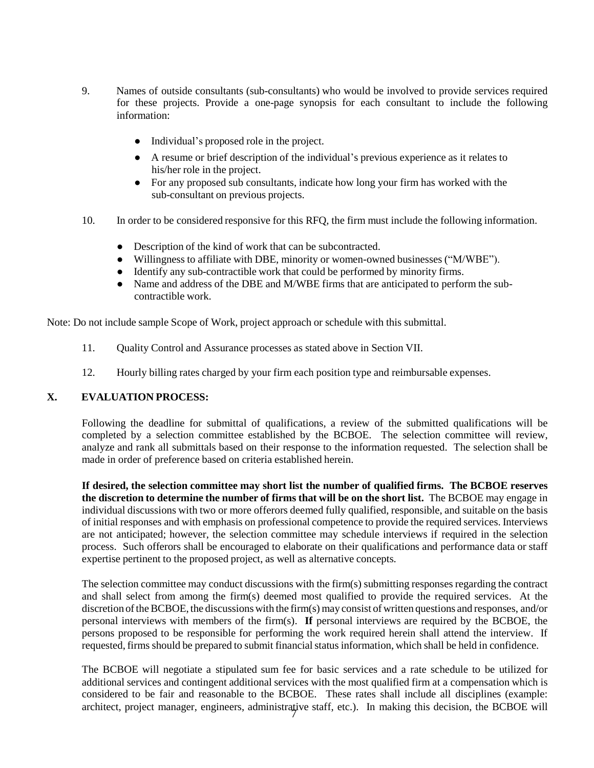9. Names of outside consultants (sub-consultants) who would be involved to provide services required for these projects. Provide a one-page synopsis for each consultant to include the following information:

   - Individual's proposed role in the project.
   - A resume or brief description of the individual's previous experience as it relates to his/her role in the project.
   - For any proposed sub consultants, indicate how long your firm has worked with the sub-consultant on previous projects.

10. In order to be considered responsive for this RFQ, the firm must include the following information.

    - Description of the kind of work that can be subcontracted.
    - Willingness to affiliate with DBE, minority or women-owned businesses ("M/WBE").
    - Identify any sub-contractible work that could be performed by minority firms.
    - Name and address of the DBE and M/WBE firms that are anticipated to perform the sub-contractible work.

Note: Do not include sample Scope of Work, project approach or schedule with this submittal.

11. Quality Control and Assurance processes as stated above in Section VII.

12. Hourly billing rates charged by your firm each position type and reimbursable expenses.

## X. EVALUATION PROCESS:

Following the deadline for submittal of qualifications, a review of the submitted qualifications will be completed by a selection committee established by the BCBOE. The selection committee will review, analyze and rank all submittals based on their response to the information requested. The selection shall be made in order of preference based on criteria established herein.

**If desired, the selection committee may short list the number of qualified firms. The BCBOE reserves the discretion to determine the number of firms that will be on the short list.** The BCBOE may engage in individual discussions with two or more offerors deemed fully qualified, responsible, and suitable on the basis of initial responses and with emphasis on professional competence to provide the required services. Interviews are not anticipated; however, the selection committee may schedule interviews if required in the selection process. Such offerors shall be encouraged to elaborate on their qualifications and performance data or staff expertise pertinent to the proposed project, as well as alternative concepts.

The selection committee may conduct discussions with the firm(s) submitting responses regarding the contract and shall select from among the firm(s) deemed most qualified to provide the required services. At the discretion of the BCBOE, the discussions with the firm(s) may consist of written questions and responses, and/or personal interviews with members of the firm(s). **If** personal interviews are required by the BCBOE, the persons proposed to be responsible for performing the work required herein shall attend the interview. If requested, firms should be prepared to submit financial status information, which shall be held in confidence.

The BCBOE will negotiate a stipulated sum fee for basic services and a rate schedule to be utilized for additional services and contingent additional services with the most qualified firm at a compensation which is considered to be fair and reasonable to the BCBOE. These rates shall include all disciplines (example: architect, project manager, engineers, administrative staff, etc.). In making this decision, the BCBOE will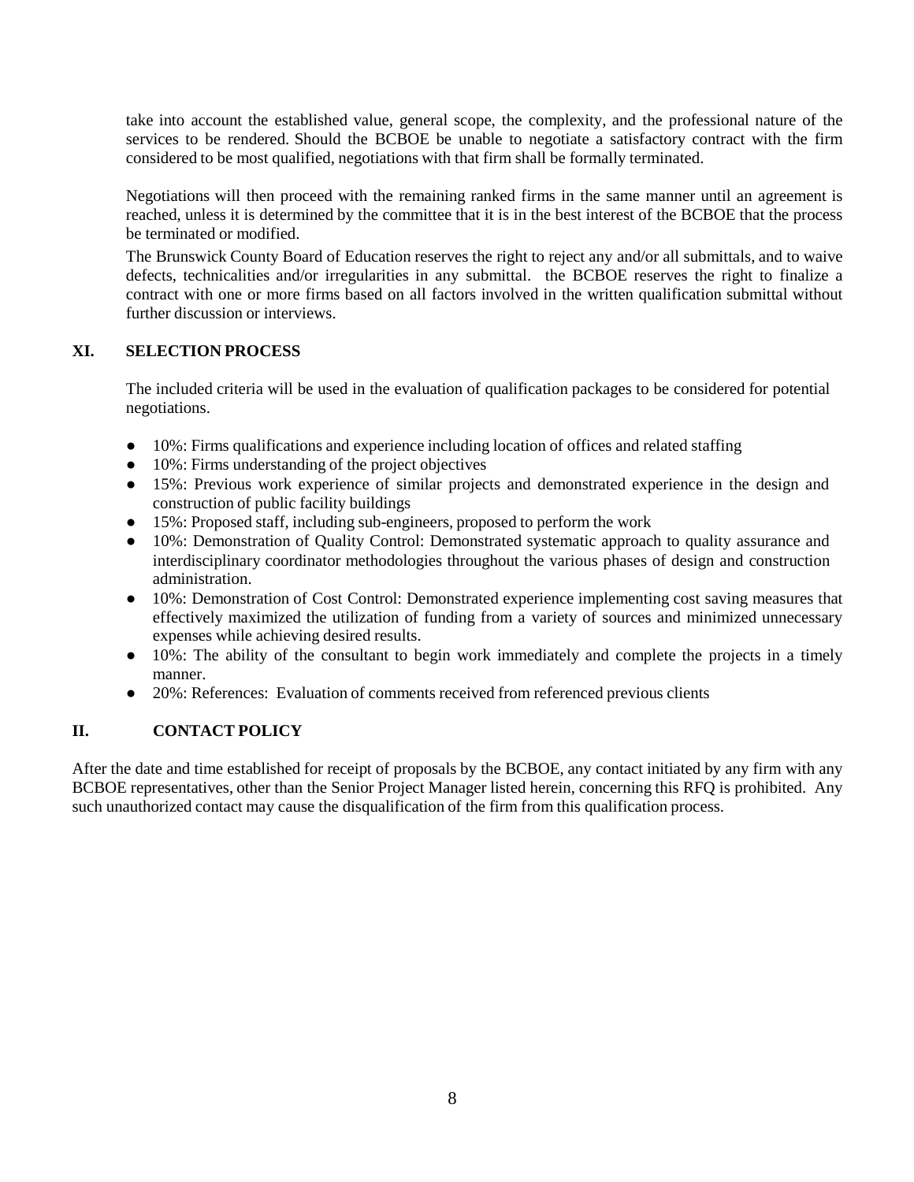take into account the established value, general scope, the complexity, and the professional nature of the services to be rendered. Should the BCBOE be unable to negotiate a satisfactory contract with the firm considered to be most qualified, negotiations with that firm shall be formally terminated.

Negotiations will then proceed with the remaining ranked firms in the same manner until an agreement is reached, unless it is determined by the committee that it is in the best interest of the BCBOE that the process be terminated or modified.

The Brunswick County Board of Education reserves the right to reject any and/or all submittals, and to waive defects, technicalities and/or irregularities in any submittal. the BCBOE reserves the right to finalize a contract with one or more firms based on all factors involved in the written qualification submittal without further discussion or interviews.

## XI. SELECTION PROCESS

The included criteria will be used in the evaluation of qualification packages to be considered for potential negotiations.

- 10%: Firms qualifications and experience including location of offices and related staffing
- 10%: Firms understanding of the project objectives
- 15%: Previous work experience of similar projects and demonstrated experience in the design and construction of public facility buildings
- 15%: Proposed staff, including sub-engineers, proposed to perform the work
- 10%: Demonstration of Quality Control: Demonstrated systematic approach to quality assurance and interdisciplinary coordinator methodologies throughout the various phases of design and construction administration.
- 10%: Demonstration of Cost Control: Demonstrated experience implementing cost saving measures that effectively maximized the utilization of funding from a variety of sources and minimized unnecessary expenses while achieving desired results.
- 10%: The ability of the consultant to begin work immediately and complete the projects in a timely manner.
- 20%: References: Evaluation of comments received from referenced previous clients

## II. CONTACT POLICY

After the date and time established for receipt of proposals by the BCBOE, any contact initiated by any firm with any BCBOE representatives, other than the Senior Project Manager listed herein, concerning this RFQ is prohibited. Any such unauthorized contact may cause the disqualification of the firm from this qualification process.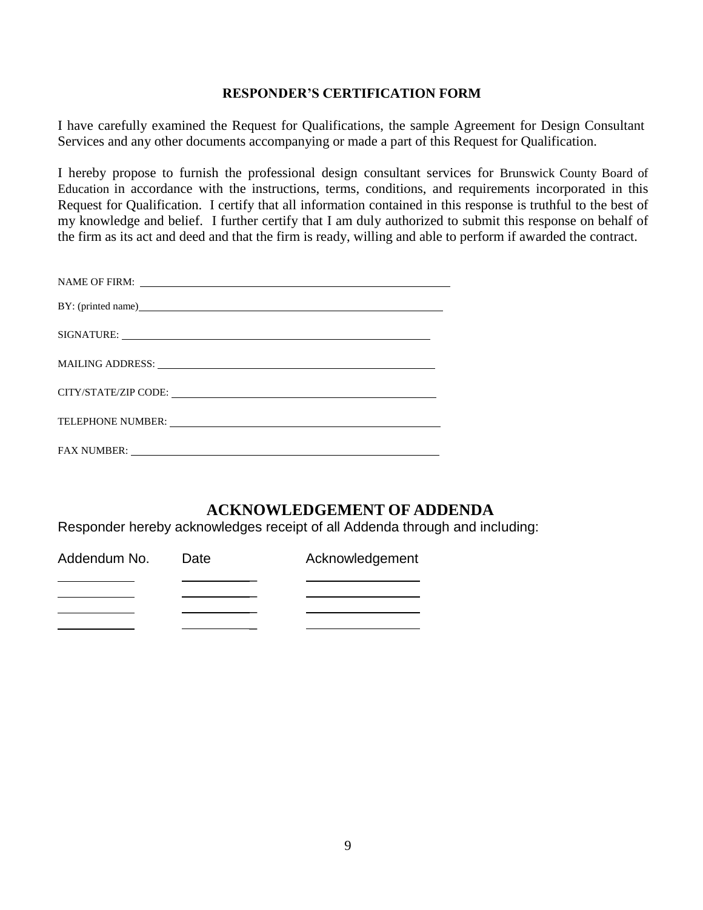## RESPONDER'S CERTIFICATION FORM

I have carefully examined the Request for Qualifications, the sample Agreement for Design Consultant Services and any other documents accompanying or made a part of this Request for Qualification.

I hereby propose to furnish the professional design consultant services for Brunswick County Board of Education in accordance with the instructions, terms, conditions, and requirements incorporated in this Request for Qualification. I certify that all information contained in this response is truthful to the best of my knowledge and belief. I further certify that I am duly authorized to submit this response on behalf of the firm as its act and deed and that the firm is ready, willing and able to perform if awarded the contract.

NAME OF FIRM: ______________________________________________

BY: (printed name)______________________________________________

SIGNATURE: ______________________________________________

MAILING ADDRESS: ______________________________________________

CITY/STATE/ZIP CODE: ______________________________________________

TELEPHONE NUMBER: ______________________________________________

FAX NUMBER: ______________________________________________

## ACKNOWLEDGEMENT OF ADDENDA

Responder hereby acknowledges receipt of all Addenda through and including:

| Addendum No. | Date | Acknowledgement |
|---|---|---|
| __________ | __________ | ______________ |
| __________ | __________ | ______________ |
| __________ | __________ | ______________ |
| __________ | __________ | ______________ |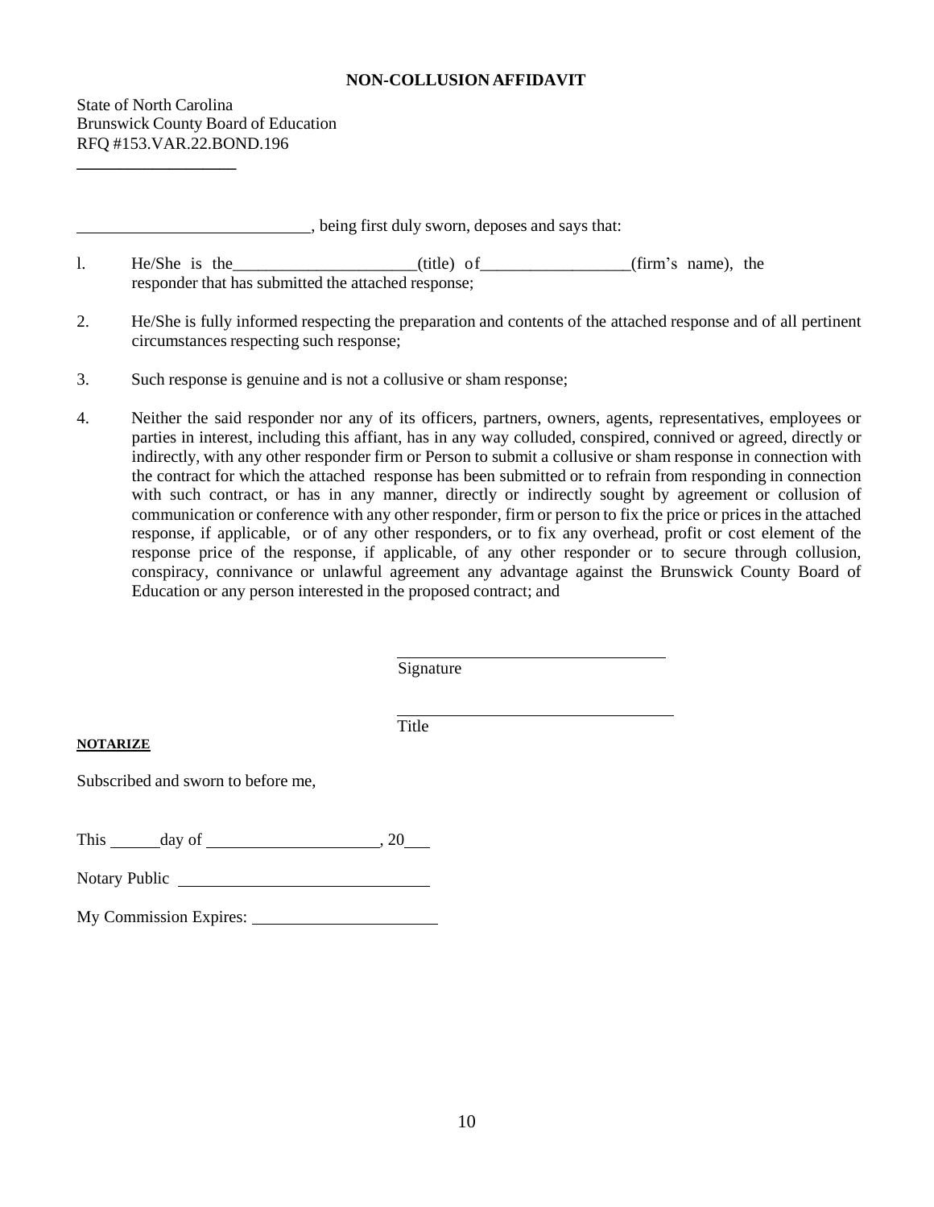**NON-COLLUSION AFFIDAVIT**

State of North Carolina
Brunswick County Board of Education
RFQ #153.VAR.22.BOND.196

____________________

____________________________, being first duly sworn, deposes and says that:

l. He/She is the______________________(title) of__________________(firm's name), the responder that has submitted the attached response;

2. He/She is fully informed respecting the preparation and contents of the attached response and of all pertinent circumstances respecting such response;

3. Such response is genuine and is not a collusive or sham response;

4. Neither the said responder nor any of its officers, partners, owners, agents, representatives, employees or parties in interest, including this affiant, has in any way colluded, conspired, connived or agreed, directly or indirectly, with any other responder firm or Person to submit a collusive or sham response in connection with the contract for which the attached response has been submitted or to refrain from responding in connection with such contract, or has in any manner, directly or indirectly sought by agreement or collusion of communication or conference with any other responder, firm or person to fix the price or prices in the attached response, if applicable, or of any other responders, or to fix any overhead, profit or cost element of the response price of the response, if applicable, of any other responder or to secure through collusion, conspiracy, connivance or unlawful agreement any advantage against the Brunswick County Board of Education or any person interested in the proposed contract; and

________________________________
Signature

________________________________
Title

**NOTARIZE**

Subscribed and sworn to before me,

This ______day of ____________________, 20___

Notary Public ______________________________

My Commission Expires: ______________________